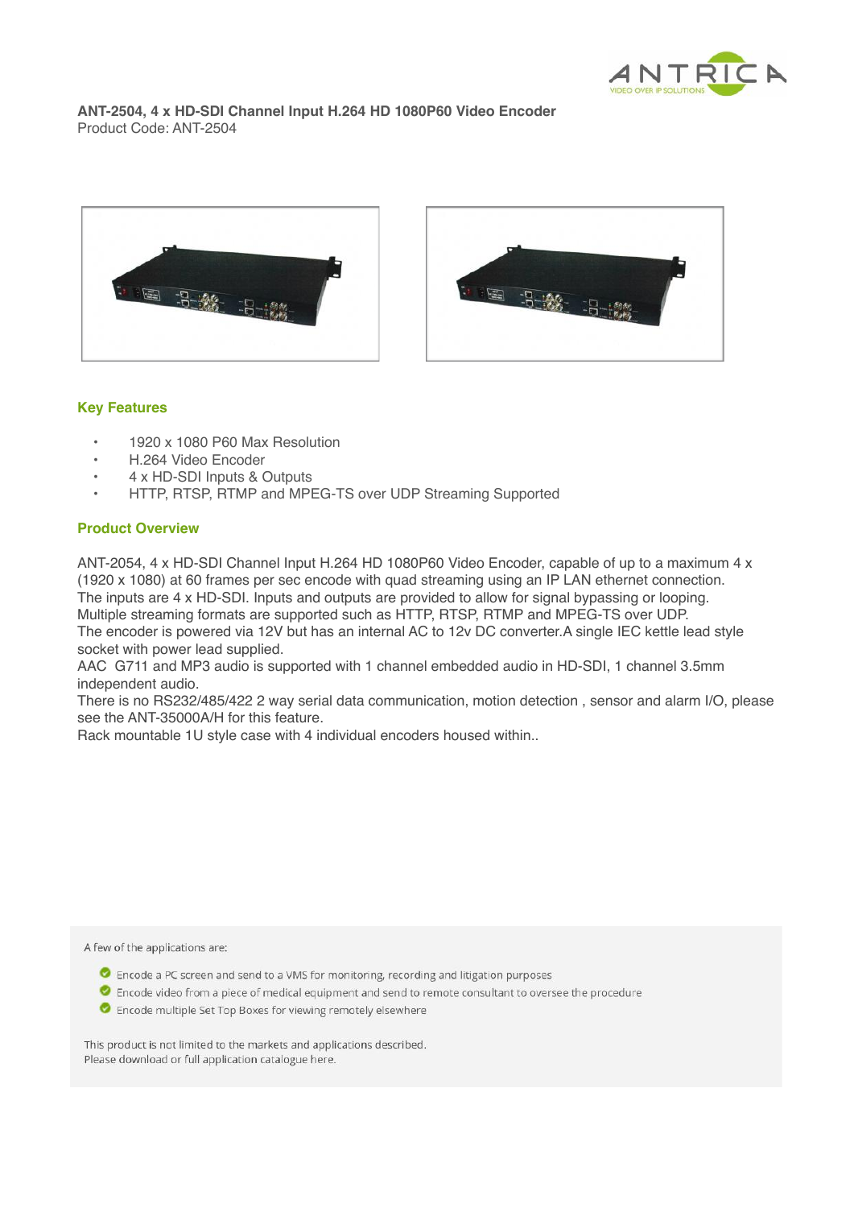**ANT-2504, 4 x HD-SDI Channel Input H.264 HD 1080P60 Video Encoder**
Product Code: ANT-2504

## Key Features

- 1920 x 1080 P60 Max Resolution
- H.264 Video Encoder
- 4 x HD-SDI Inputs & Outputs
- HTTP, RTSP, RTMP and MPEG-TS over UDP Streaming Supported

## Product Overview

ANT-2054, 4 x HD-SDI Channel Input H.264 HD 1080P60 Video Encoder, capable of up to a maximum 4 x (1920 x 1080) at 60 frames per sec encode with quad streaming using an IP LAN ethernet connection.
The inputs are 4 x HD-SDI. Inputs and outputs are provided to allow for signal bypassing or looping.
Multiple streaming formats are supported such as HTTP, RTSP, RTMP and MPEG-TS over UDP.
The encoder is powered via 12V but has an internal AC to 12v DC converter.A single IEC kettle lead style socket with power lead supplied.
AAC G711 and MP3 audio is supported with 1 channel embedded audio in HD-SDI, 1 channel 3.5mm independent audio.
There is no RS232/485/422 2 way serial data communication, motion detection , sensor and alarm I/O, please see the ANT-35000A/H for this feature.
Rack mountable 1U style case with 4 individual encoders housed within..

A few of the applications are:

- Encode a PC screen and send to a VMS for monitoring, recording and litigation purposes
- Encode video from a piece of medical equipment and send to remote consultant to oversee the procedure
- Encode multiple Set Top Boxes for viewing remotely elsewhere

This product is not limited to the markets and applications described.
Please download or full application catalogue here.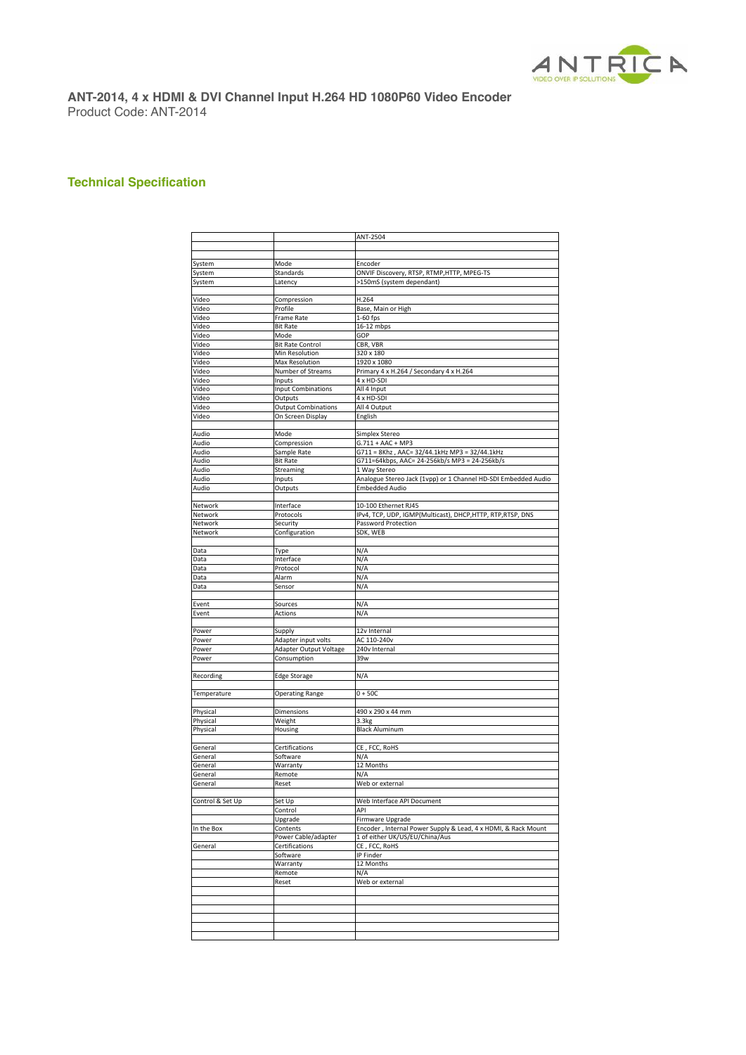# ANT-2014, 4 x HDMI & DVI Channel Input H.264 HD 1080P60 Video Encoder

Product Code: ANT-2014

## Technical Specification

| | | ANT-2504 |
|---|---|---|
| | | |
| System | Mode | Encoder |
| System | Standards | ONVIF Discovery, RTSP, RTMP,HTTP, MPEG-TS |
| System | Latency | >150mS (system dependant) |
| | | |
| Video | Compression | H.264 |
| Video | Profile | Base, Main or High |
| Video | Frame Rate | 1-60 fps |
| Video | Bit Rate | 16-12 mbps |
| Video | Mode | GOP |
| Video | Bit Rate Control | CBR, VBR |
| Video | Min Resolution | 320 x 180 |
| Video | Max Resolution | 1920 x 1080 |
| Video | Number of Streams | Primary 4 x H.264 / Secondary 4 x H.264 |
| Video | Inputs | 4 x HD-SDI |
| Video | Input Combinations | All 4 Input |
| Video | Outputs | 4 x HD-SDI |
| Video | Output Combinations | All 4 Output |
| Video | On Screen Display | English |
| | | |
| Audio | Mode | Simplex Stereo |
| Audio | Compression | G.711 + AAC + MP3 |
| Audio | Sample Rate | G711 = 8Khz , AAC= 32/44.1kHz MP3 = 32/44.1kHz |
| Audio | Bit Rate | G711=64kbps, AAC= 24-256kb/s MP3 = 24-256kb/s |
| Audio | Streaming | 1 Way Stereo |
| Audio | Inputs | Analogue Stereo Jack (1vpp) or 1 Channel HD-SDI Embedded Audio |
| Audio | Outputs | Embedded Audio |
| | | |
| Network | Interface | 10-100 Ethernet RJ45 |
| Network | Protocols | IPv4, TCP, UDP, IGMP(Multicast), DHCP,HTTP, RTP,RTSP, DNS |
| Network | Security | Password Protection |
| Network | Configuration | SDK, WEB |
| | | |
| Data | Type | N/A |
| Data | Interface | N/A |
| Data | Protocol | N/A |
| Data | Alarm | N/A |
| Data | Sensor | N/A |
| | | |
| Event | Sources | N/A |
| Event | Actions | N/A |
| | | |
| Power | Supply | 12v Internal |
| Power | Adapter input volts | AC 110-240v |
| Power | Adapter Output Voltage | 240v Internal |
| Power | Consumption | 39w |
| | | |
| Recording | Edge Storage | N/A |
| | | |
| Temperature | Operating Range | 0 + 50C |
| | | |
| Physical | Dimensions | 490 x 290 x 44 mm |
| Physical | Weight | 3.3kg |
| Physical | Housing | Black Aluminum |
| | | |
| General | Certifications | CE , FCC, RoHS |
| General | Software | N/A |
| General | Warranty | 12 Months |
| General | Remote | N/A |
| General | Reset | Web or external |
| | | |
| Control & Set Up | Set Up | Web Interface API Document |
| | Control | API |
| | Upgrade | Firmware Upgrade |
| In the Box | Contents | Encoder , Internal Power Supply & Lead, 4 x HDMI, & Rack Mount |
| | Power Cable/adapter | 1 of either UK/US/EU/China/Aus |
| General | Certifications | CE , FCC, RoHS |
| | Software | IP Finder |
| | Warranty | 12 Months |
| | Remote | N/A |
| | Reset | Web or external |
| | | |
| | | |
| | | |
| | | |
| | | |
| | | |